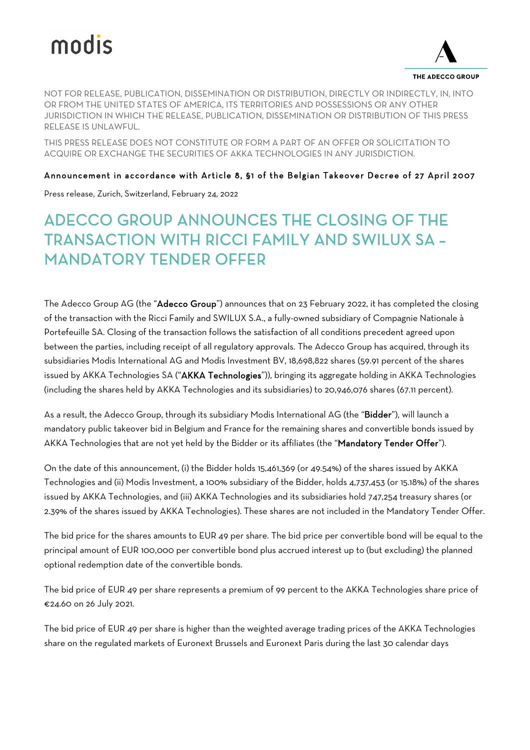NOT FOR RELEASE, PUBLICATION, DISSEMINATION OR DISTRIBUTION, DIRECTLY OR INDIRECTLY, IN, INTO OR FROM THE UNITED STATES OF AMERICA, ITS TERRITORIES AND POSSESSIONS OR ANY OTHER JURISDICTION IN WHICH THE RELEASE, PUBLICATION, DISSEMINATION OR DISTRIBUTION OF THIS PRESS RELEASE IS UNLAWFUL.

THIS PRESS RELEASE DOES NOT CONSTITUTE OR FORM A PART OF AN OFFER OR SOLICITATION TO ACQUIRE OR EXCHANGE THE SECURITIES OF AKKA TECHNOLOGIES IN ANY JURISDICTION.

**Announcement in accordance with Article 8, §1 of the Belgian Takeover Decree of 27 April 2007**

Press release, Zurich, Switzerland, February 24, 2022

# ADECCO GROUP ANNOUNCES THE CLOSING OF THE TRANSACTION WITH RICCI FAMILY AND SWILUX SA – MANDATORY TENDER OFFER

The Adecco Group AG (the "**Adecco Group**") announces that on 23 February 2022, it has completed the closing of the transaction with the Ricci Family and SWILUX S.A., a fully-owned subsidiary of Compagnie Nationale à Portefeuille SA. Closing of the transaction follows the satisfaction of all conditions precedent agreed upon between the parties, including receipt of all regulatory approvals. The Adecco Group has acquired, through its subsidiaries Modis International AG and Modis Investment BV, 18,698,822 shares (59.91 percent of the shares issued by AKKA Technologies SA ("**AKKA Technologies**")), bringing its aggregate holding in AKKA Technologies (including the shares held by AKKA Technologies and its subsidiaries) to 20,946,076 shares (67.11 percent).

As a result, the Adecco Group, through its subsidiary Modis International AG (the "**Bidder**"), will launch a mandatory public takeover bid in Belgium and France for the remaining shares and convertible bonds issued by AKKA Technologies that are not yet held by the Bidder or its affiliates (the "**Mandatory Tender Offer**").

On the date of this announcement, (i) the Bidder holds 15,461,369 (or 49.54%) of the shares issued by AKKA Technologies and (ii) Modis Investment, a 100% subsidiary of the Bidder, holds 4,737,453 (or 15.18%) of the shares issued by AKKA Technologies, and (iii) AKKA Technologies and its subsidiaries hold 747,254 treasury shares (or 2.39% of the shares issued by AKKA Technologies). These shares are not included in the Mandatory Tender Offer.

The bid price for the shares amounts to EUR 49 per share. The bid price per convertible bond will be equal to the principal amount of EUR 100,000 per convertible bond plus accrued interest up to (but excluding) the planned optional redemption date of the convertible bonds.

The bid price of EUR 49 per share represents a premium of 99 percent to the AKKA Technologies share price of €24.60 on 26 July 2021.

The bid price of EUR 49 per share is higher than the weighted average trading prices of the AKKA Technologies share on the regulated markets of Euronext Brussels and Euronext Paris during the last 30 calendar days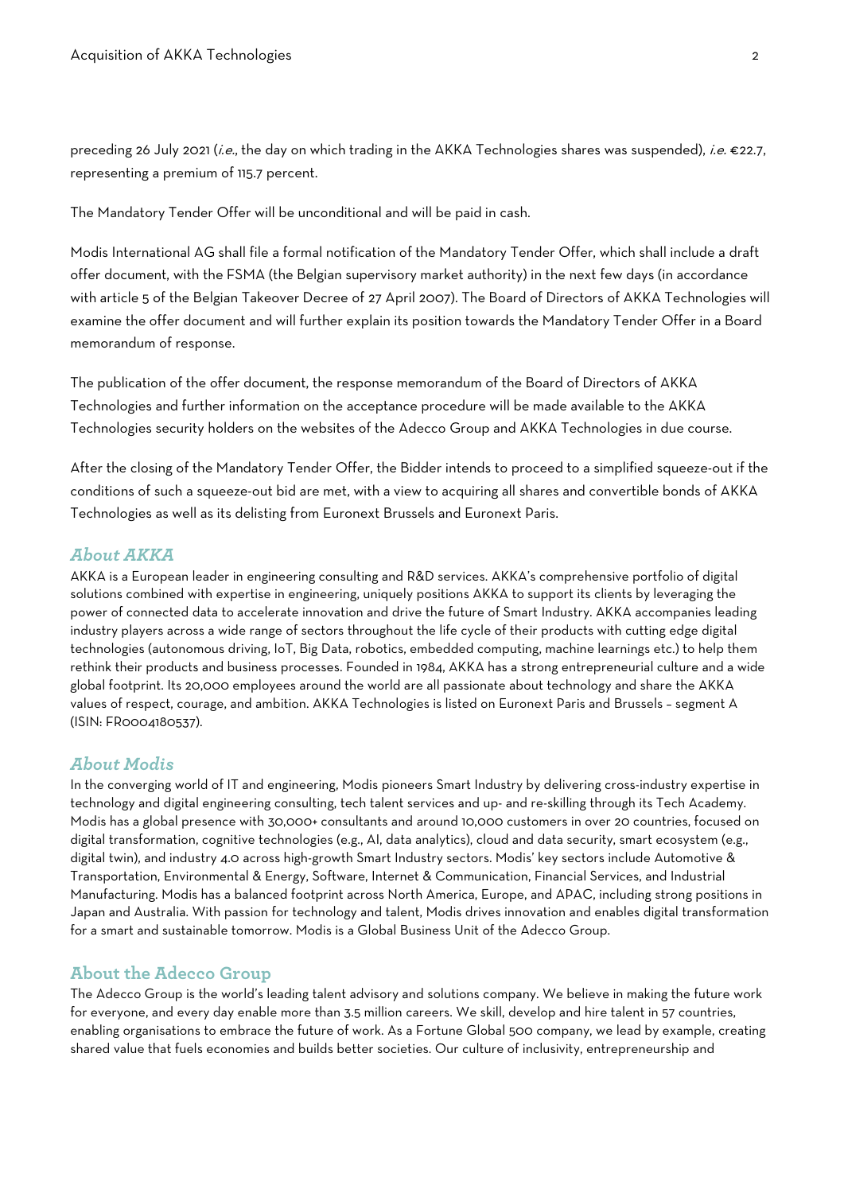preceding 26 July 2021 (*i.e.*, the day on which trading in the AKKA Technologies shares was suspended), *i.e.* €22.7, representing a premium of 115.7 percent.

The Mandatory Tender Offer will be unconditional and will be paid in cash.

Modis International AG shall file a formal notification of the Mandatory Tender Offer, which shall include a draft offer document, with the FSMA (the Belgian supervisory market authority) in the next few days (in accordance with article 5 of the Belgian Takeover Decree of 27 April 2007). The Board of Directors of AKKA Technologies will examine the offer document and will further explain its position towards the Mandatory Tender Offer in a Board memorandum of response.

The publication of the offer document, the response memorandum of the Board of Directors of AKKA Technologies and further information on the acceptance procedure will be made available to the AKKA Technologies security holders on the websites of the Adecco Group and AKKA Technologies in due course.

After the closing of the Mandatory Tender Offer, the Bidder intends to proceed to a simplified squeeze-out if the conditions of such a squeeze-out bid are met, with a view to acquiring all shares and convertible bonds of AKKA Technologies as well as its delisting from Euronext Brussels and Euronext Paris.

## *About AKKA*

AKKA is a European leader in engineering consulting and R&D services. AKKA's comprehensive portfolio of digital solutions combined with expertise in engineering, uniquely positions AKKA to support its clients by leveraging the power of connected data to accelerate innovation and drive the future of Smart Industry. AKKA accompanies leading industry players across a wide range of sectors throughout the life cycle of their products with cutting edge digital technologies (autonomous driving, IoT, Big Data, robotics, embedded computing, machine learnings etc.) to help them rethink their products and business processes. Founded in 1984, AKKA has a strong entrepreneurial culture and a wide global footprint. Its 20,000 employees around the world are all passionate about technology and share the AKKA values of respect, courage, and ambition. AKKA Technologies is listed on Euronext Paris and Brussels – segment A (ISIN: FR0004180537).

## *About Modis*

In the converging world of IT and engineering, Modis pioneers Smart Industry by delivering cross-industry expertise in technology and digital engineering consulting, tech talent services and up- and re-skilling through its Tech Academy. Modis has a global presence with 30,000+ consultants and around 10,000 customers in over 20 countries, focused on digital transformation, cognitive technologies (e.g., AI, data analytics), cloud and data security, smart ecosystem (e.g., digital twin), and industry 4.0 across high-growth Smart Industry sectors. Modis' key sectors include Automotive & Transportation, Environmental & Energy, Software, Internet & Communication, Financial Services, and Industrial Manufacturing. Modis has a balanced footprint across North America, Europe, and APAC, including strong positions in Japan and Australia. With passion for technology and talent, Modis drives innovation and enables digital transformation for a smart and sustainable tomorrow. Modis is a Global Business Unit of the Adecco Group.

## About the Adecco Group

The Adecco Group is the world's leading talent advisory and solutions company. We believe in making the future work for everyone, and every day enable more than 3.5 million careers. We skill, develop and hire talent in 57 countries, enabling organisations to embrace the future of work. As a Fortune Global 500 company, we lead by example, creating shared value that fuels economies and builds better societies. Our culture of inclusivity, entrepreneurship and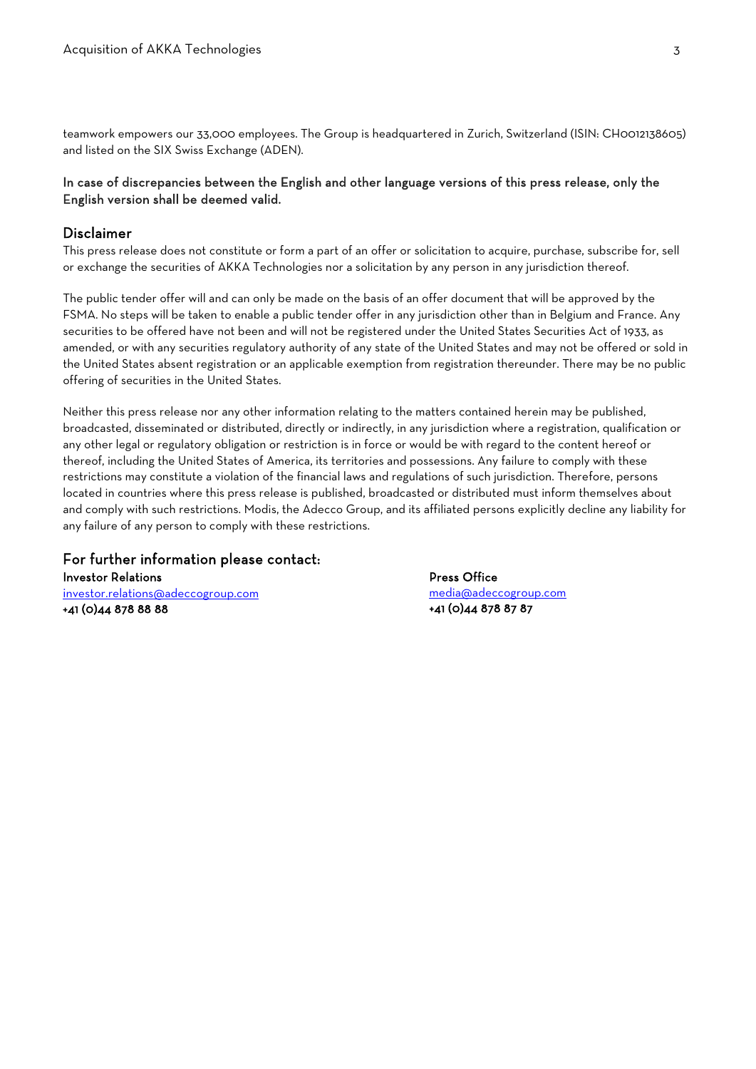teamwork empowers our 33,000 employees. The Group is headquartered in Zurich, Switzerland (ISIN: CH0012138605) and listed on the SIX Swiss Exchange (ADEN).

**In case of discrepancies between the English and other language versions of this press release, only the English version shall be deemed valid.**

## Disclaimer

This press release does not constitute or form a part of an offer or solicitation to acquire, purchase, subscribe for, sell or exchange the securities of AKKA Technologies nor a solicitation by any person in any jurisdiction thereof.

The public tender offer will and can only be made on the basis of an offer document that will be approved by the FSMA. No steps will be taken to enable a public tender offer in any jurisdiction other than in Belgium and France. Any securities to be offered have not been and will not be registered under the United States Securities Act of 1933, as amended, or with any securities regulatory authority of any state of the United States and may not be offered or sold in the United States absent registration or an applicable exemption from registration thereunder. There may be no public offering of securities in the United States.

Neither this press release nor any other information relating to the matters contained herein may be published, broadcasted, disseminated or distributed, directly or indirectly, in any jurisdiction where a registration, qualification or any other legal or regulatory obligation or restriction is in force or would be with regard to the content hereof or thereof, including the United States of America, its territories and possessions. Any failure to comply with these restrictions may constitute a violation of the financial laws and regulations of such jurisdiction. Therefore, persons located in countries where this press release is published, broadcasted or distributed must inform themselves about and comply with such restrictions. Modis, the Adecco Group, and its affiliated persons explicitly decline any liability for any failure of any person to comply with these restrictions.

## For further information please contact:

**Investor Relations**
investor.relations@adeccogroup.com
**+41 (0)44 878 88 88**

**Press Office**
media@adeccogroup.com
**+41 (0)44 878 87 87**